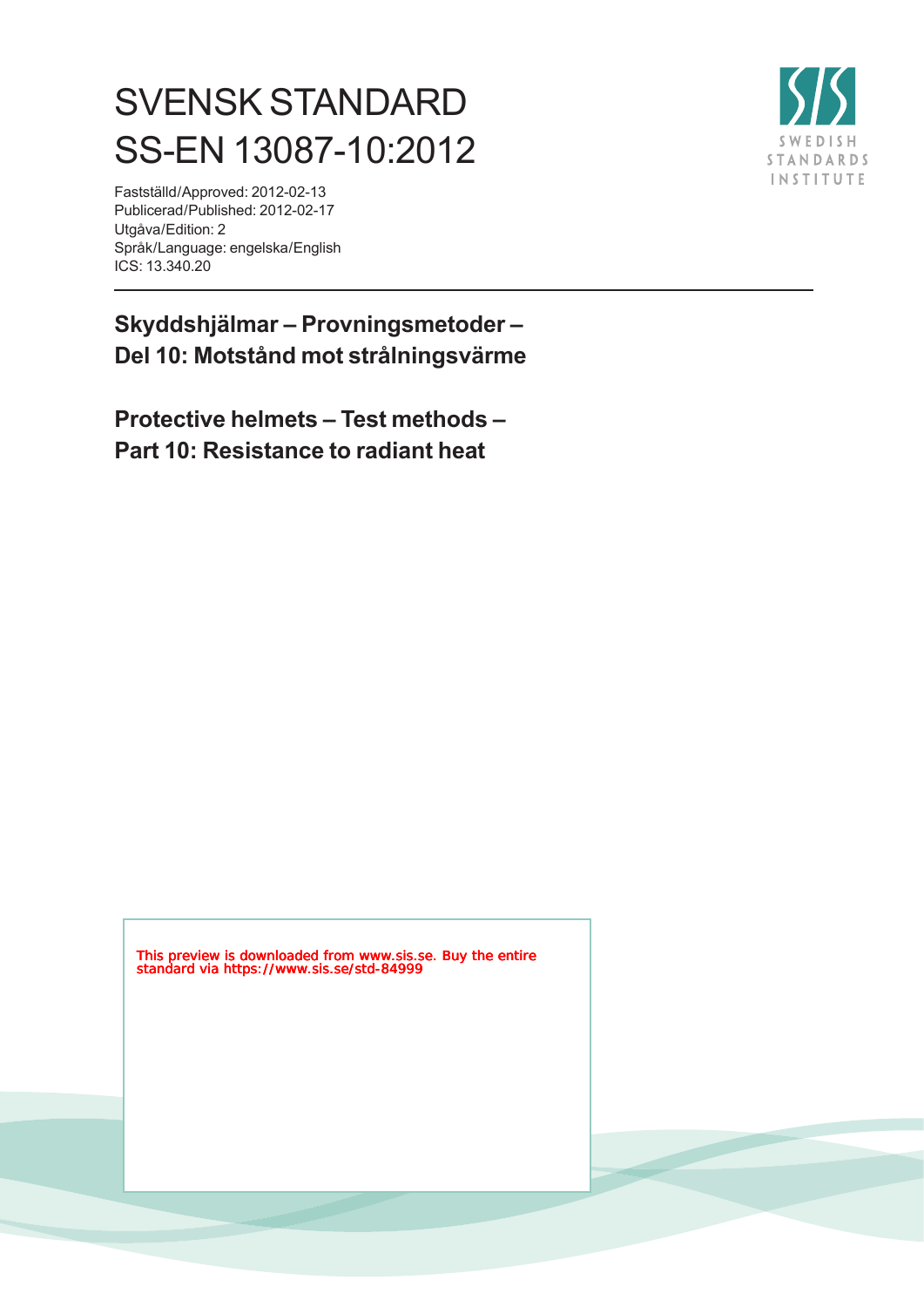# SVENSK STANDARD
# SS-EN 13087-10:2012

Fastställd/Approved: 2012-02-13
Publicerad/Published: 2012-02-17
Utgåva/Edition: 2
Språk/Language: engelska/English
ICS: 13.340.20

SWEDISH STANDARDS INSTITUTE

---

## Skyddshjälmar – Provningsmetoder – Del 10: Motstånd mot strålningsvärme

## Protective helmets – Test methods – Part 10: Resistance to radiant heat

This preview is downloaded from www.sis.se. Buy the entire standard via https://www.sis.se/std-84999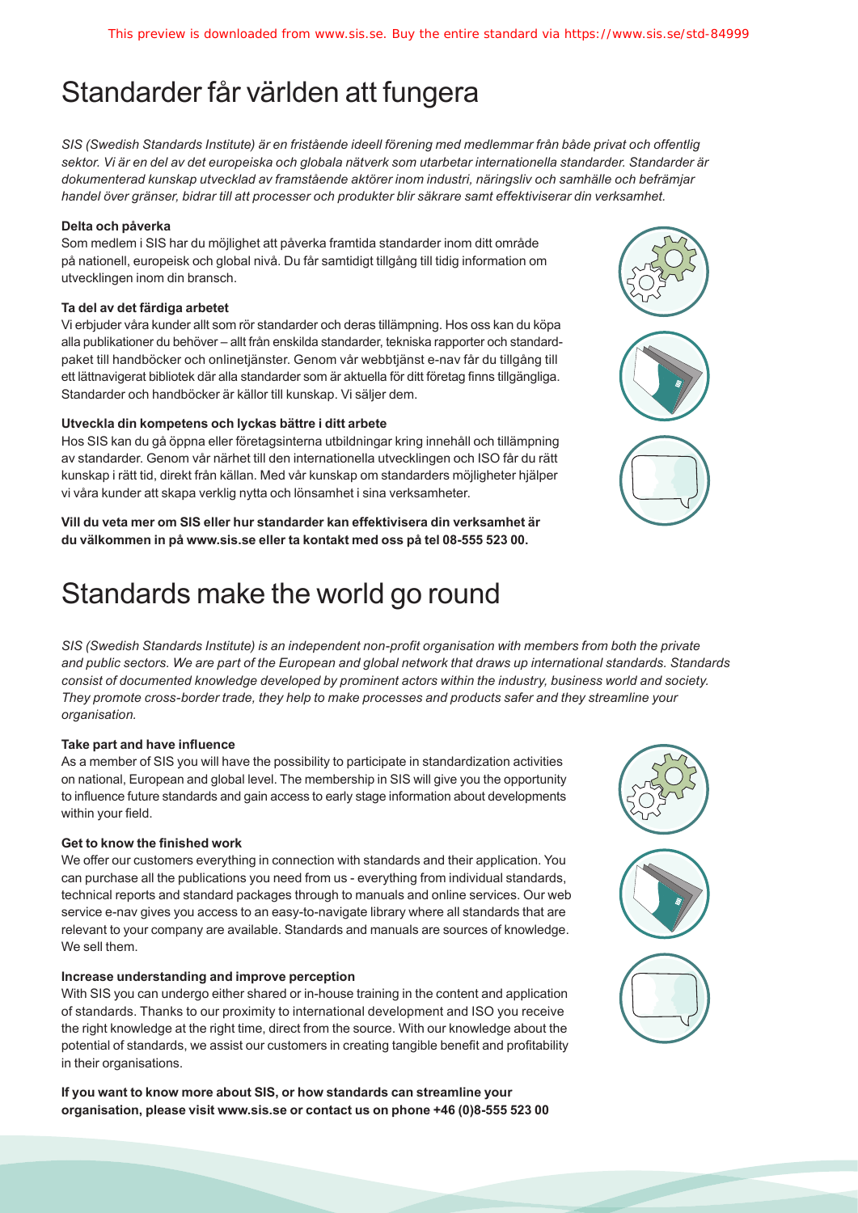# Standarder får världen att fungera

*SIS (Swedish Standards Institute) är en fristående ideell förening med medlemmar från både privat och offentlig sektor. Vi är en del av det europeiska och globala nätverk som utarbetar internationella standarder. Standarder är dokumenterad kunskap utvecklad av framstående aktörer inom industri, näringsliv och samhälle och befrämjar handel över gränser, bidrar till att processer och produkter blir säkrare samt effektiviserar din verksamhet.*

**Delta och påverka**

Som medlem i SIS har du möjlighet att påverka framtida standarder inom ditt område på nationell, europeisk och global nivå. Du får samtidigt tillgång till tidig information om utvecklingen inom din bransch.

**Ta del av det färdiga arbetet**

Vi erbjuder våra kunder allt som rör standarder och deras tillämpning. Hos oss kan du köpa alla publikationer du behöver – allt från enskilda standarder, tekniska rapporter och standardpaket till handböcker och onlinetjänster. Genom vår webbtjänst e-nav får du tillgång till ett lättnavigerat bibliotek där alla standarder som är aktuella för ditt företag finns tillgängliga. Standarder och handböcker är källor till kunskap. Vi säljer dem.

**Utveckla din kompetens och lyckas bättre i ditt arbete**

Hos SIS kan du gå öppna eller företagsinterna utbildningar kring innehåll och tillämpning av standarder. Genom vår närhet till den internationella utvecklingen och ISO får du rätt kunskap i rätt tid, direkt från källan. Med vår kunskap om standarders möjligheter hjälper vi våra kunder att skapa verklig nytta och lönsamhet i sina verksamheter.

**Vill du veta mer om SIS eller hur standarder kan effektivisera din verksamhet är du välkommen in på www.sis.se eller ta kontakt med oss på tel 08-555 523 00.**

# Standards make the world go round

*SIS (Swedish Standards Institute) is an independent non-profit organisation with members from both the private and public sectors. We are part of the European and global network that draws up international standards. Standards consist of documented knowledge developed by prominent actors within the industry, business world and society. They promote cross-border trade, they help to make processes and products safer and they streamline your organisation.*

**Take part and have influence**

As a member of SIS you will have the possibility to participate in standardization activities on national, European and global level. The membership in SIS will give you the opportunity to influence future standards and gain access to early stage information about developments within your field.

**Get to know the finished work**

We offer our customers everything in connection with standards and their application. You can purchase all the publications you need from us - everything from individual standards, technical reports and standard packages through to manuals and online services. Our web service e-nav gives you access to an easy-to-navigate library where all standards that are relevant to your company are available. Standards and manuals are sources of knowledge. We sell them.

**Increase understanding and improve perception**

With SIS you can undergo either shared or in-house training in the content and application of standards. Thanks to our proximity to international development and ISO you receive the right knowledge at the right time, direct from the source. With our knowledge about the potential of standards, we assist our customers in creating tangible benefit and profitability in their organisations.

**If you want to know more about SIS, or how standards can streamline your organisation, please visit www.sis.se or contact us on phone +46 (0)8-555 523 00**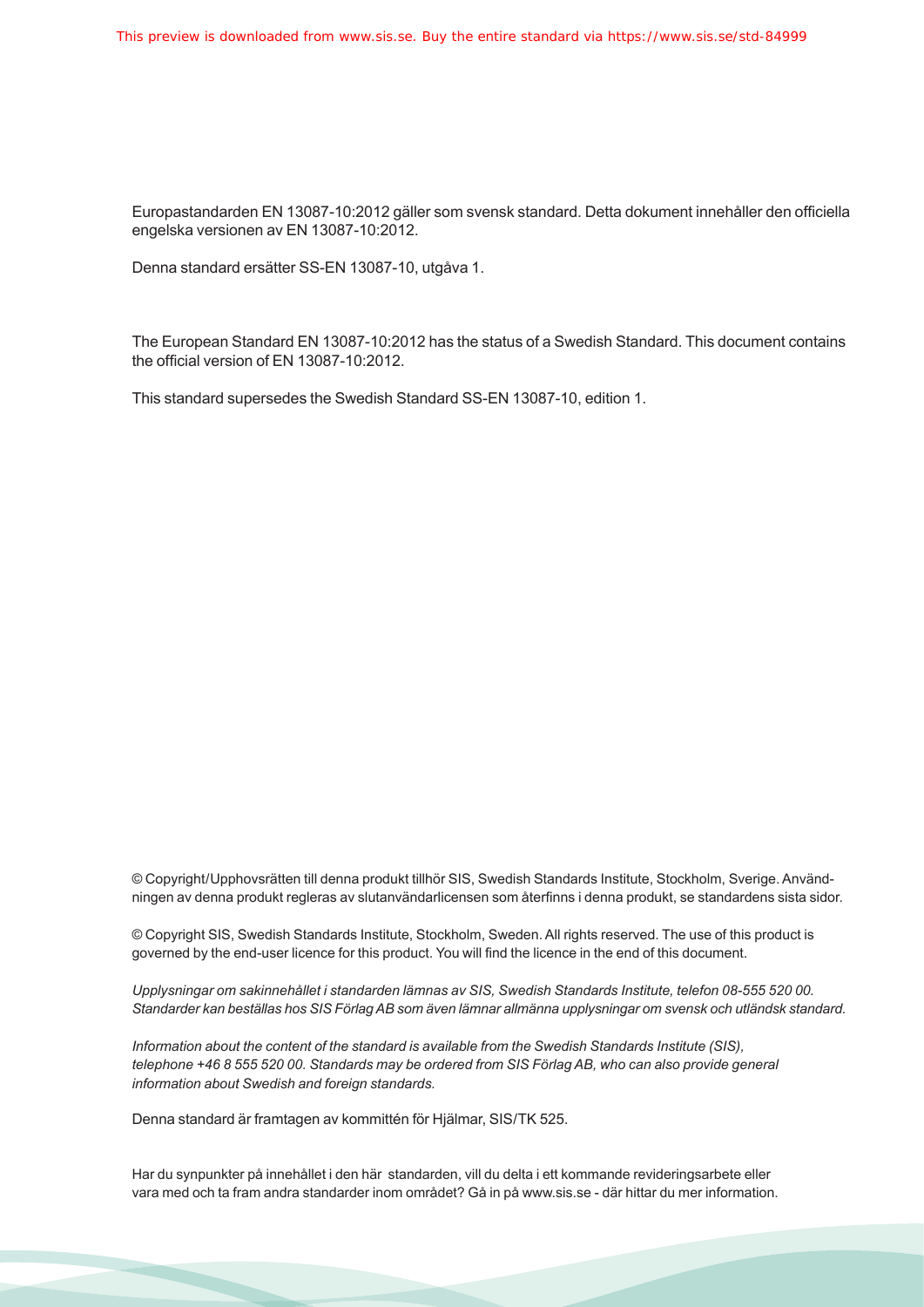Europastandarden EN 13087-10:2012 gäller som svensk standard. Detta dokument innehåller den officiella engelska versionen av EN 13087-10:2012.

Denna standard ersätter SS-EN 13087-10, utgåva 1.

The European Standard EN 13087-10:2012 has the status of a Swedish Standard. This document contains the official version of EN 13087-10:2012.

This standard supersedes the Swedish Standard SS-EN 13087-10, edition 1.

© Copyright/Upphovsrätten till denna produkt tillhör SIS, Swedish Standards Institute, Stockholm, Sverige. Användningen av denna produkt regleras av slutanvändarlicensen som återfinns i denna produkt, se standardens sista sidor.

© Copyright SIS, Swedish Standards Institute, Stockholm, Sweden. All rights reserved. The use of this product is governed by the end-user licence for this product. You will find the licence in the end of this document.

*Upplysningar om sakinnehållet i standarden lämnas av SIS, Swedish Standards Institute, telefon 08-555 520 00. Standarder kan beställas hos SIS Förlag AB som även lämnar allmänna upplysningar om svensk och utländsk standard.*

*Information about the content of the standard is available from the Swedish Standards Institute (SIS), telephone +46 8 555 520 00. Standards may be ordered from SIS Förlag AB, who can also provide general information about Swedish and foreign standards.*

Denna standard är framtagen av kommittén för Hjälmar, SIS/TK 525.

Har du synpunkter på innehållet i den här standarden, vill du delta i ett kommande revideringsarbete eller vara med och ta fram andra standarder inom området? Gå in på www.sis.se - där hittar du mer information.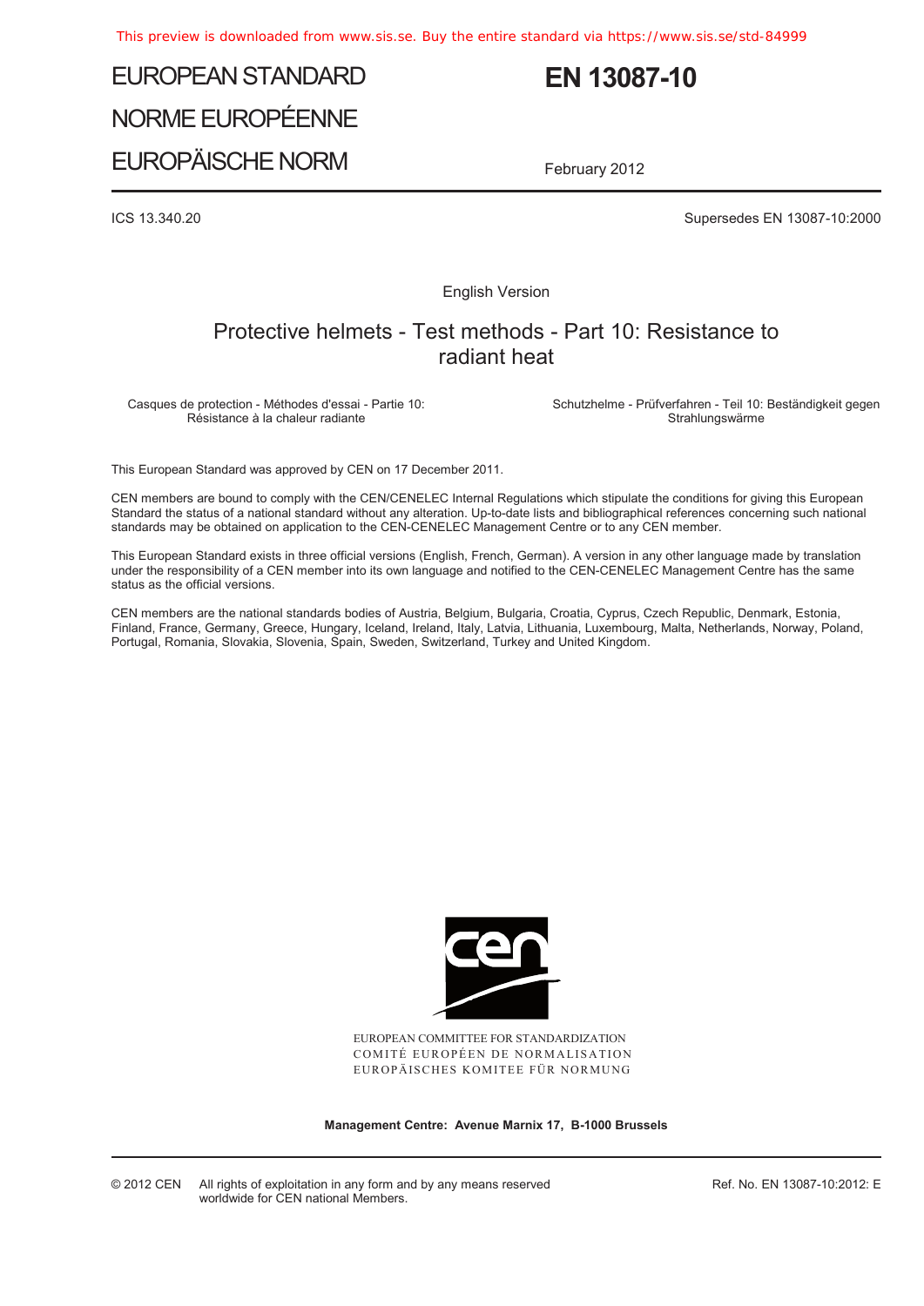# EUROPEAN STANDARD

# NORME EUROPÉENNE

# EUROPÄISCHE NORM

# EN 13087-10

February 2012

ICS 13.340.20

Supersedes EN 13087-10:2000

English Version

## Protective helmets - Test methods - Part 10: Resistance to radiant heat

Casques de protection - Méthodes d'essai - Partie 10: Résistance à la chaleur radiante

Schutzhelme - Prüfverfahren - Teil 10: Beständigkeit gegen Strahlungswärme

This European Standard was approved by CEN on 17 December 2011.

CEN members are bound to comply with the CEN/CENELEC Internal Regulations which stipulate the conditions for giving this European Standard the status of a national standard without any alteration. Up-to-date lists and bibliographical references concerning such national standards may be obtained on application to the CEN-CENELEC Management Centre or to any CEN member.

This European Standard exists in three official versions (English, French, German). A version in any other language made by translation under the responsibility of a CEN member into its own language and notified to the CEN-CENELEC Management Centre has the same status as the official versions.

CEN members are the national standards bodies of Austria, Belgium, Bulgaria, Croatia, Cyprus, Czech Republic, Denmark, Estonia, Finland, France, Germany, Greece, Hungary, Iceland, Ireland, Italy, Latvia, Lithuania, Luxembourg, Malta, Netherlands, Norway, Poland, Portugal, Romania, Slovakia, Slovenia, Spain, Sweden, Switzerland, Turkey and United Kingdom.

EUROPEAN COMMITTEE FOR STANDARDIZATION
COMITÉ EUROPÉEN DE NORMALISATION
EUROPÄISCHES KOMITEE FÜR NORMUNG

**Management Centre: Avenue Marnix 17, B-1000 Brussels**

© 2012 CEN All rights of exploitation in any form and by any means reserved worldwide for CEN national Members.

Ref. No. EN 13087-10:2012: E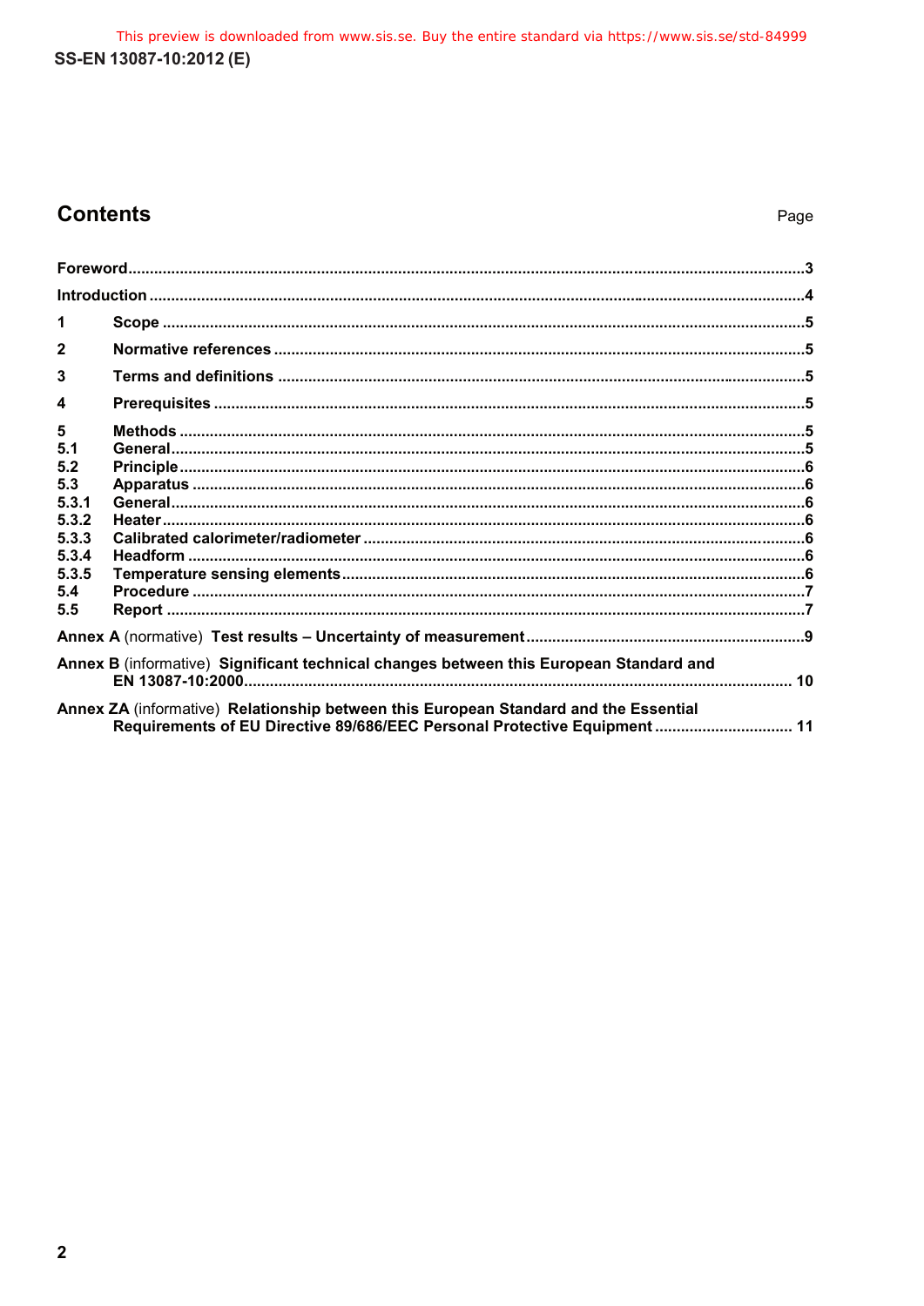## Contents

Page

Foreword ... 3

Introduction ... 4

1 Scope ... 5

2 Normative references ... 5

3 Terms and definitions ... 5

4 Prerequisites ... 5

5 Methods ... 5
5.1 General ... 5
5.2 Principle ... 6
5.3 Apparatus ... 6
5.3.1 General ... 6
5.3.2 Heater ... 6
5.3.3 Calibrated calorimeter/radiometer ... 6
5.3.4 Headform ... 6
5.3.5 Temperature sensing elements ... 6
5.4 Procedure ... 7
5.5 Report ... 7

**Annex A** (normative) **Test results – Uncertainty of measurement** ... 9

**Annex B** (informative) **Significant technical changes between this European Standard and EN 13087-10:2000** ... 10

**Annex ZA** (informative) **Relationship between this European Standard and the Essential Requirements of EU Directive 89/686/EEC Personal Protective Equipment** ... 11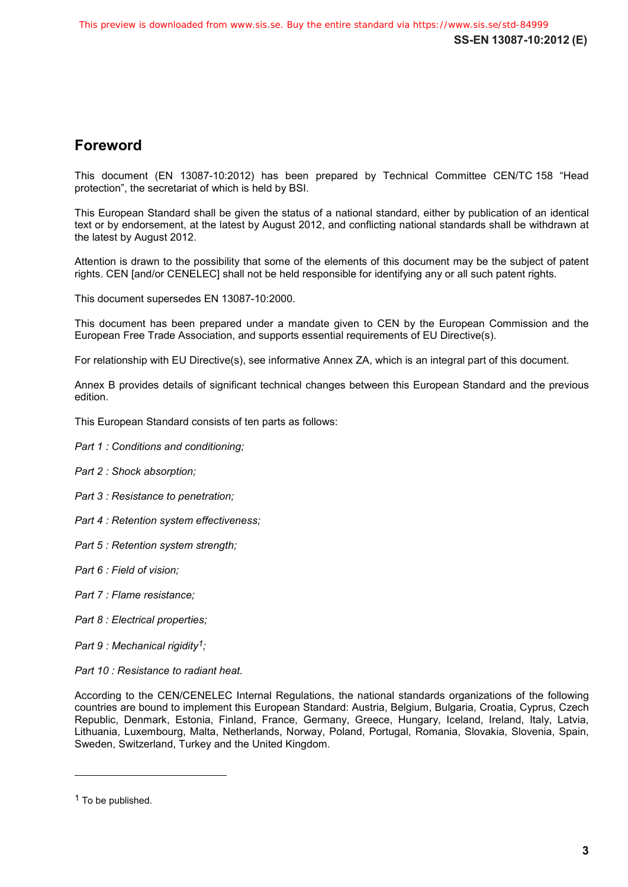# Foreword

This document (EN 13087-10:2012) has been prepared by Technical Committee CEN/TC 158 “Head protection”, the secretariat of which is held by BSI.

This European Standard shall be given the status of a national standard, either by publication of an identical text or by endorsement, at the latest by August 2012, and conflicting national standards shall be withdrawn at the latest by August 2012.

Attention is drawn to the possibility that some of the elements of this document may be the subject of patent rights. CEN [and/or CENELEC] shall not be held responsible for identifying any or all such patent rights.

This document supersedes EN 13087-10:2000.

This document has been prepared under a mandate given to CEN by the European Commission and the European Free Trade Association, and supports essential requirements of EU Directive(s).

For relationship with EU Directive(s), see informative Annex ZA, which is an integral part of this document.

Annex B provides details of significant technical changes between this European Standard and the previous edition.

This European Standard consists of ten parts as follows:

*Part 1 : Conditions and conditioning;*

*Part 2 : Shock absorption;*

*Part 3 : Resistance to penetration;*

*Part 4 : Retention system effectiveness;*

*Part 5 : Retention system strength;*

*Part 6 : Field of vision;*

*Part 7 : Flame resistance;*

*Part 8 : Electrical properties;*

*Part 9 : Mechanical rigidity[1];*

*Part 10 : Resistance to radiant heat.*

According to the CEN/CENELEC Internal Regulations, the national standards organizations of the following countries are bound to implement this European Standard: Austria, Belgium, Bulgaria, Croatia, Cyprus, Czech Republic, Denmark, Estonia, Finland, France, Germany, Greece, Hungary, Iceland, Ireland, Italy, Latvia, Lithuania, Luxembourg, Malta, Netherlands, Norway, Poland, Portugal, Romania, Slovakia, Slovenia, Spain, Sweden, Switzerland, Turkey and the United Kingdom.

---

[1] To be published.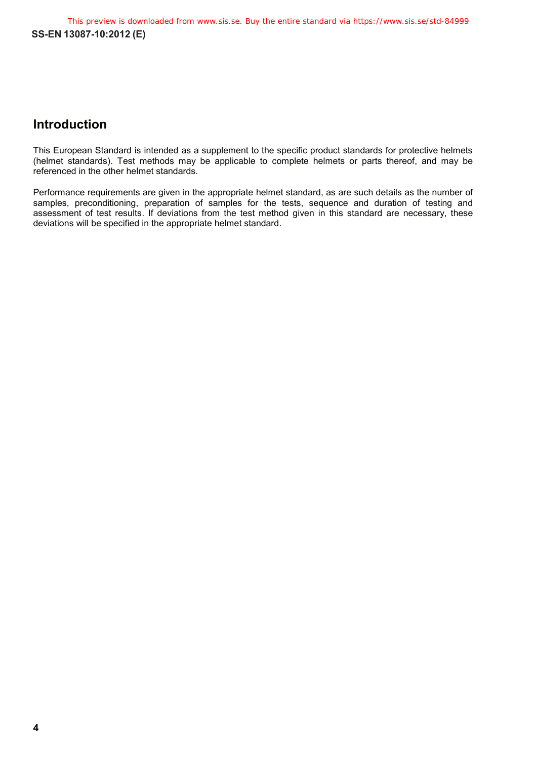## Introduction

This European Standard is intended as a supplement to the specific product standards for protective helmets (helmet standards). Test methods may be applicable to complete helmets or parts thereof, and may be referenced in the other helmet standards.

Performance requirements are given in the appropriate helmet standard, as are such details as the number of samples, preconditioning, preparation of samples for the tests, sequence and duration of testing and assessment of test results. If deviations from the test method given in this standard are necessary, these deviations will be specified in the appropriate helmet standard.